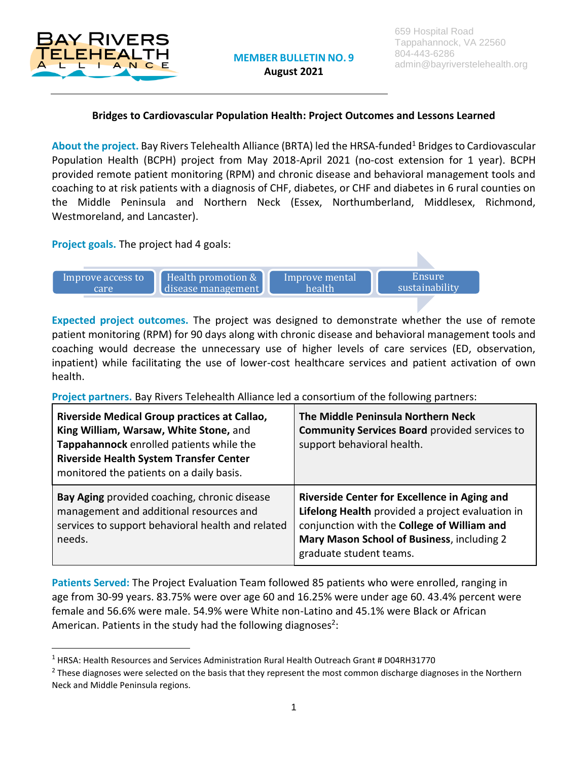BAY RIVERS TELEHEALTH ALLIANCE

659 Hospital Road
Tappahannock, VA 22560
804-443-6286
admin@bayriverstelehealth.org

**MEMBER BULLETIN NO. 9**
**August 2021**

## Bridges to Cardiovascular Population Health: Project Outcomes and Lessons Learned

**About the project.** Bay Rivers Telehealth Alliance (BRTA) led the HRSA-funded[1] Bridges to Cardiovascular Population Health (BCPH) project from May 2018-April 2021 (no-cost extension for 1 year). BCPH provided remote patient monitoring (RPM) and chronic disease and behavioral management tools and coaching to at risk patients with a diagnosis of CHF, diabetes, or CHF and diabetes in 6 rural counties on the Middle Peninsula and Northern Neck (Essex, Northumberland, Middlesex, Richmond, Westmoreland, and Lancaster).

**Project goals.** The project had 4 goals:

- Improve access to care
- Health promotion & disease management
- Improve mental health
- Ensure sustainability

**Expected project outcomes.** The project was designed to demonstrate whether the use of remote patient monitoring (RPM) for 90 days along with chronic disease and behavioral management tools and coaching would decrease the unnecessary use of higher levels of care services (ED, observation, inpatient) while facilitating the use of lower-cost healthcare services and patient activation of own health.

**Project partners.** Bay Rivers Telehealth Alliance led a consortium of the following partners:

| | |
|---|---|
| **Riverside Medical Group practices at Callao, King William, Warsaw, White Stone,** and **Tappahannock** enrolled patients while the **Riverside Health System Transfer Center** monitored the patients on a daily basis. | **The Middle Peninsula Northern Neck Community Services Board** provided services to support behavioral health. |
| **Bay Aging** provided coaching, chronic disease management and additional resources and services to support behavioral health and related needs. | **Riverside Center for Excellence in Aging and Lifelong Health** provided a project evaluation in conjunction with the **College of William and Mary Mason School of Business**, including 2 graduate student teams. |

**Patients Served:** The Project Evaluation Team followed 85 patients who were enrolled, ranging in age from 30-99 years. 83.75% were over age 60 and 16.25% were under age 60. 43.4% percent were female and 56.6% were male. 54.9% were White non-Latino and 45.1% were Black or African American. Patients in the study had the following diagnoses[2]:

[1] HRSA: Health Resources and Services Administration Rural Health Outreach Grant # D04RH31770

[2] These diagnoses were selected on the basis that they represent the most common discharge diagnoses in the Northern Neck and Middle Peninsula regions.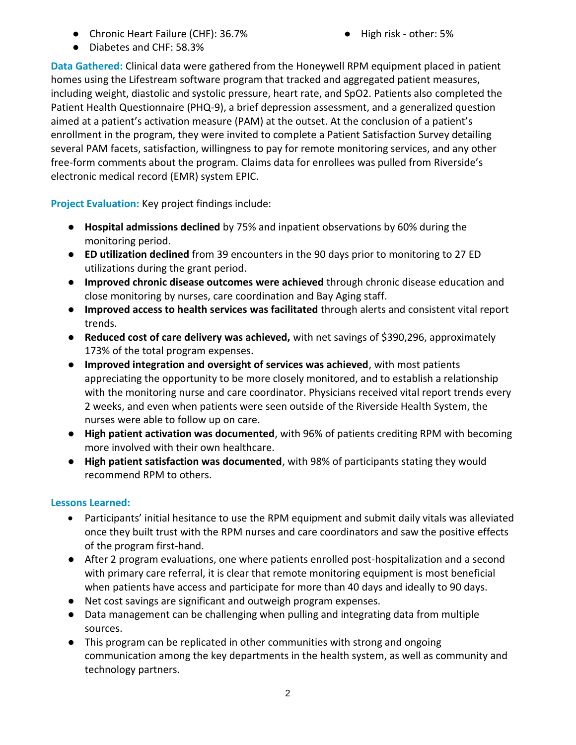- Chronic Heart Failure (CHF): 36.7%
- Diabetes and CHF: 58.3%
- High risk - other: 5%

**Data Gathered:** Clinical data were gathered from the Honeywell RPM equipment placed in patient homes using the Lifestream software program that tracked and aggregated patient measures, including weight, diastolic and systolic pressure, heart rate, and SpO2. Patients also completed the Patient Health Questionnaire (PHQ-9), a brief depression assessment, and a generalized question aimed at a patient's activation measure (PAM) at the outset. At the conclusion of a patient's enrollment in the program, they were invited to complete a Patient Satisfaction Survey detailing several PAM facets, satisfaction, willingness to pay for remote monitoring services, and any other free-form comments about the program. Claims data for enrollees was pulled from Riverside's electronic medical record (EMR) system EPIC.

**Project Evaluation:** Key project findings include:

- **Hospital admissions declined** by 75% and inpatient observations by 60% during the monitoring period.
- **ED utilization declined** from 39 encounters in the 90 days prior to monitoring to 27 ED utilizations during the grant period.
- **Improved chronic disease outcomes were achieved** through chronic disease education and close monitoring by nurses, care coordination and Bay Aging staff.
- **Improved access to health services was facilitated** through alerts and consistent vital report trends.
- **Reduced cost of care delivery was achieved,** with net savings of $390,296, approximately 173% of the total program expenses.
- **Improved integration and oversight of services was achieved**, with most patients appreciating the opportunity to be more closely monitored, and to establish a relationship with the monitoring nurse and care coordinator. Physicians received vital report trends every 2 weeks, and even when patients were seen outside of the Riverside Health System, the nurses were able to follow up on care.
- **High patient activation was documented**, with 96% of patients crediting RPM with becoming more involved with their own healthcare.
- **High patient satisfaction was documented**, with 98% of participants stating they would recommend RPM to others.

**Lessons Learned:**

- Participants' initial hesitance to use the RPM equipment and submit daily vitals was alleviated once they built trust with the RPM nurses and care coordinators and saw the positive effects of the program first-hand.
- After 2 program evaluations, one where patients enrolled post-hospitalization and a second with primary care referral, it is clear that remote monitoring equipment is most beneficial when patients have access and participate for more than 40 days and ideally to 90 days.
- Net cost savings are significant and outweigh program expenses.
- Data management can be challenging when pulling and integrating data from multiple sources.
- This program can be replicated in other communities with strong and ongoing communication among the key departments in the health system, as well as community and technology partners.